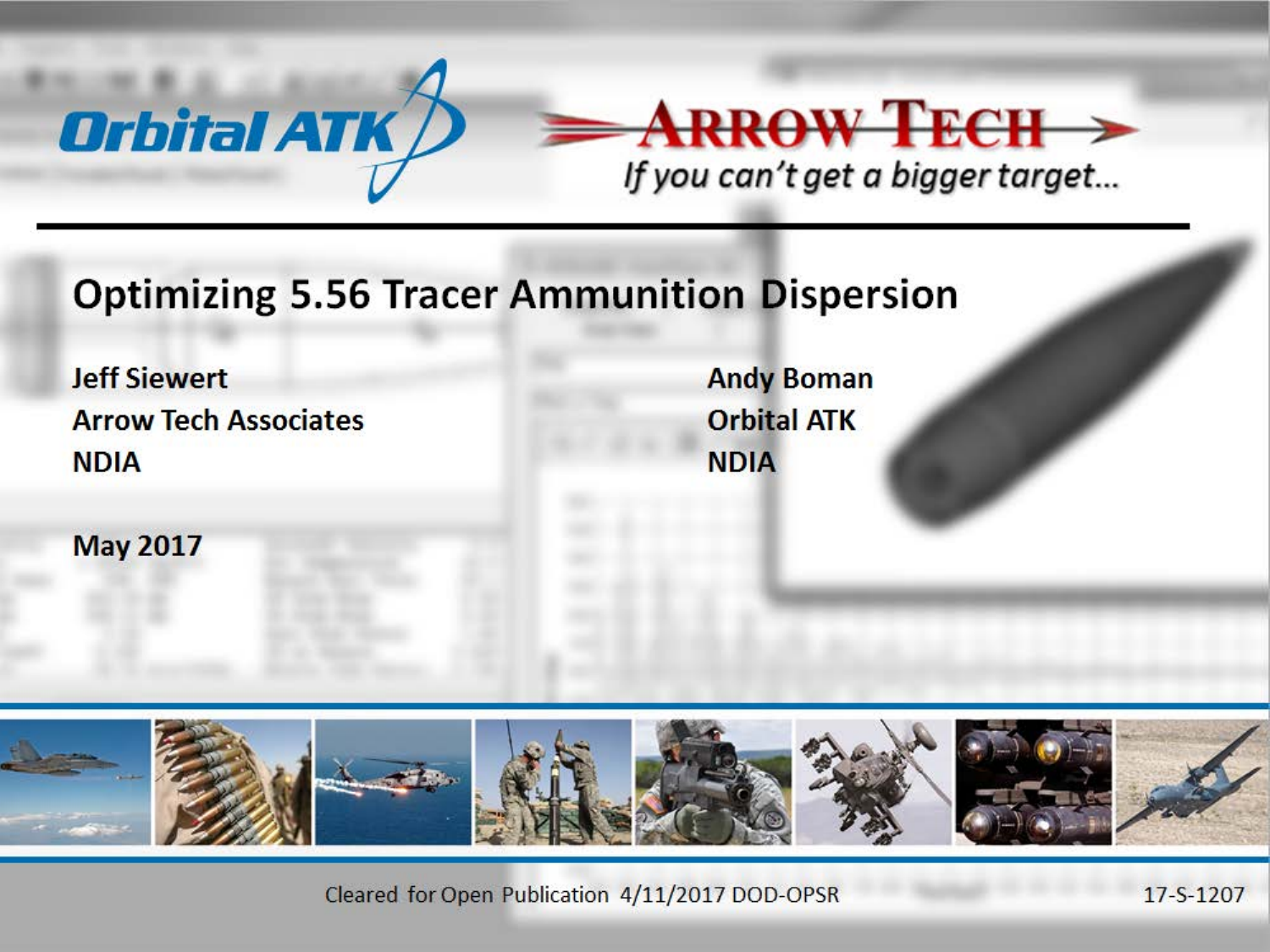Orbital ATK

ARROW TECH

*If you can't get a bigger target...*

# Optimizing 5.56 Tracer Ammunition Dispersion

**Jeff Siewert**
**Arrow Tech Associates**
**NDIA**

**Andy Boman**
**Orbital ATK**
**NDIA**

**May 2017**

Cleared for Open Publication 4/11/2017 DOD-OPSR 17-S-1207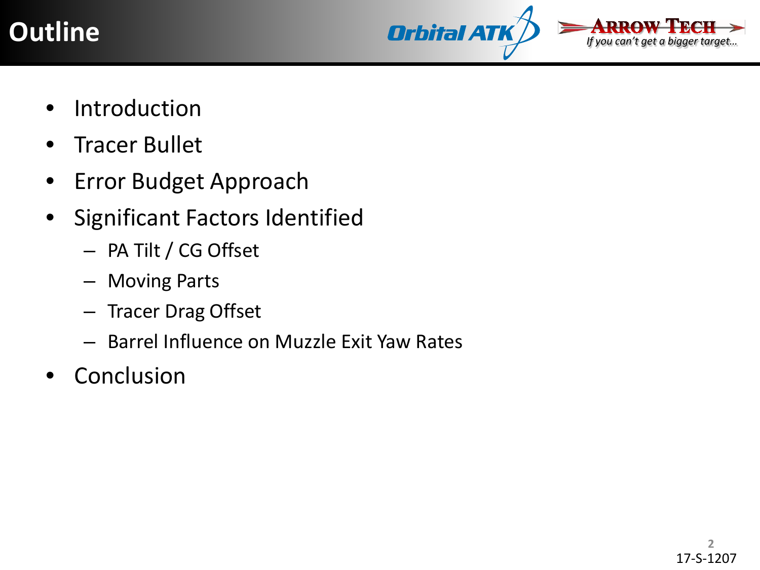# Outline

- Introduction
- Tracer Bullet
- Error Budget Approach
- Significant Factors Identified
  - PA Tilt / CG Offset
  - Moving Parts
  - Tracer Drag Offset
  - Barrel Influence on Muzzle Exit Yaw Rates
- Conclusion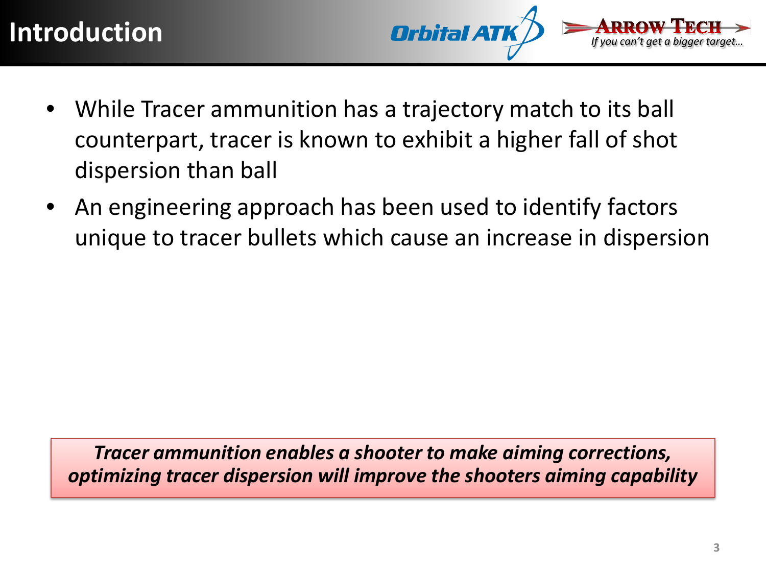# Introduction

- While Tracer ammunition has a trajectory match to its ball counterpart, tracer is known to exhibit a higher fall of shot dispersion than ball
- An engineering approach has been used to identify factors unique to tracer bullets which cause an increase in dispersion

***Tracer ammunition enables a shooter to make aiming corrections, optimizing tracer dispersion will improve the shooters aiming capability***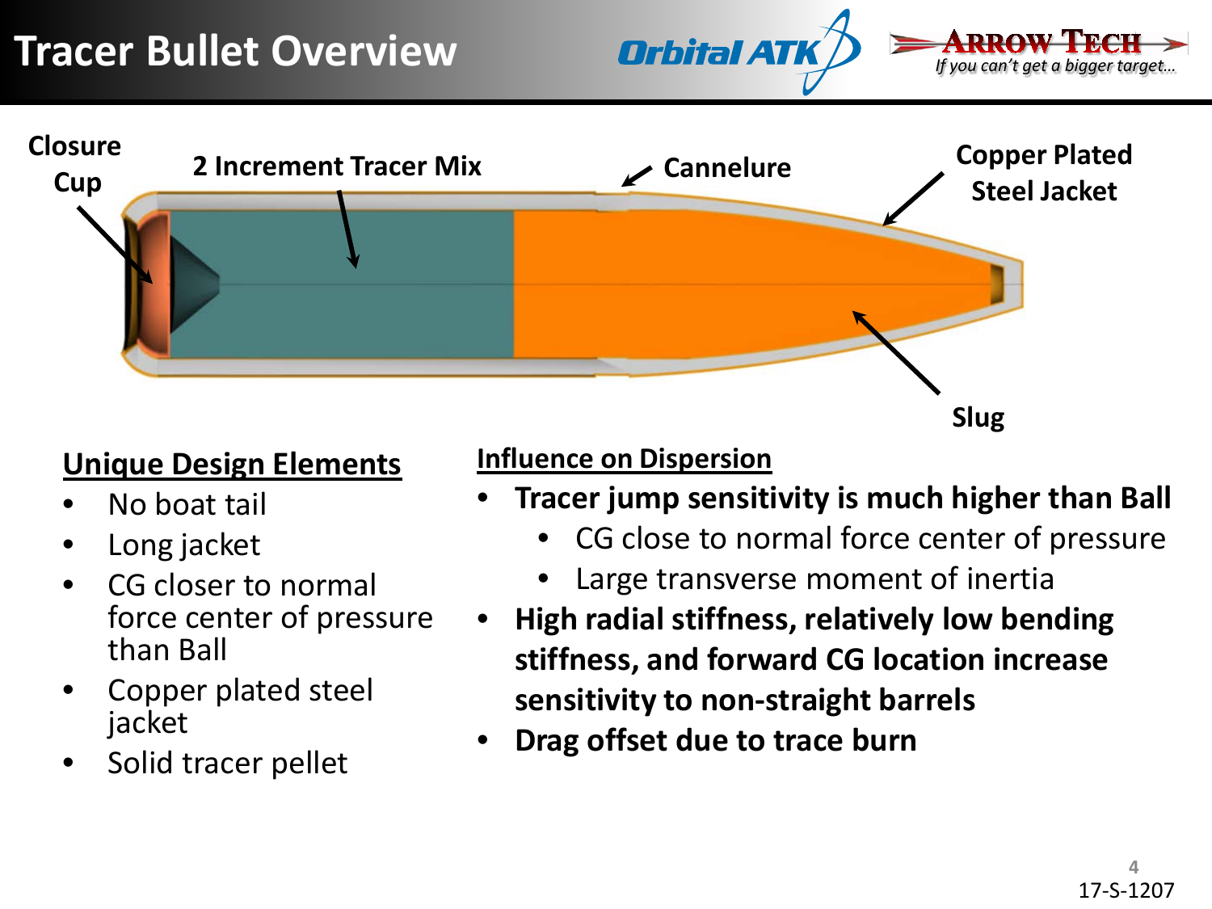# Tracer Bullet Overview

Closure Cup

2 Increment Tracer Mix

Cannelure

Copper Plated Steel Jacket

Slug

## Unique Design Elements

- No boat tail
- Long jacket
- CG closer to normal force center of pressure than Ball
- Copper plated steel jacket
- Solid tracer pellet

## Influence on Dispersion

- **Tracer jump sensitivity is much higher than Ball**
  - CG close to normal force center of pressure
  - Large transverse moment of inertia
- **High radial stiffness, relatively low bending stiffness, and forward CG location increase sensitivity to non-straight barrels**
- **Drag offset due to trace burn**

17-S-1207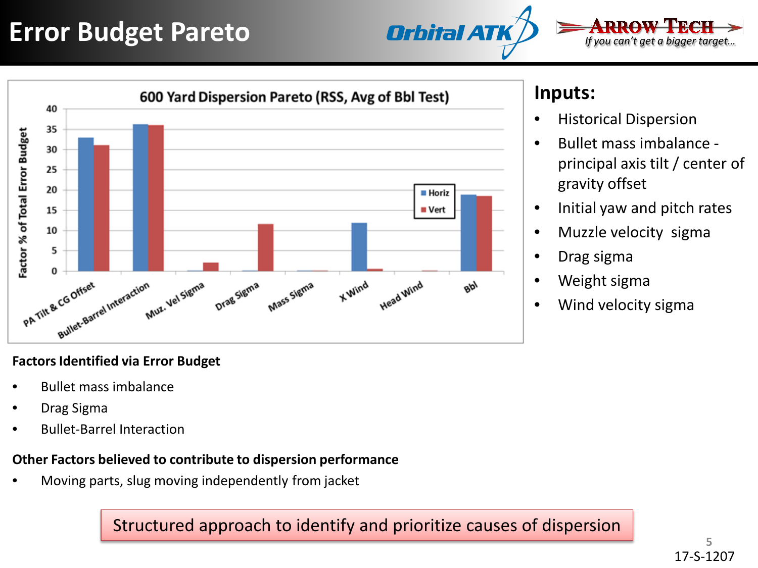# Error Budget Pareto

Orbital ATK

ARROW TECH — *If you can't get a bigger target...*

**600 Yard Dispersion Pareto (RSS, Avg of Bbl Test)**

## Inputs:

- Historical Dispersion
- Bullet mass imbalance - principal axis tilt / center of gravity offset
- Initial yaw and pitch rates
- Muzzle velocity sigma
- Drag sigma
- Weight sigma
- Wind velocity sigma

**Factors Identified via Error Budget**

- Bullet mass imbalance
- Drag Sigma
- Bullet-Barrel Interaction

**Other Factors believed to contribute to dispersion performance**

- Moving parts, slug moving independently from jacket

Structured approach to identify and prioritize causes of dispersion

17-S-1207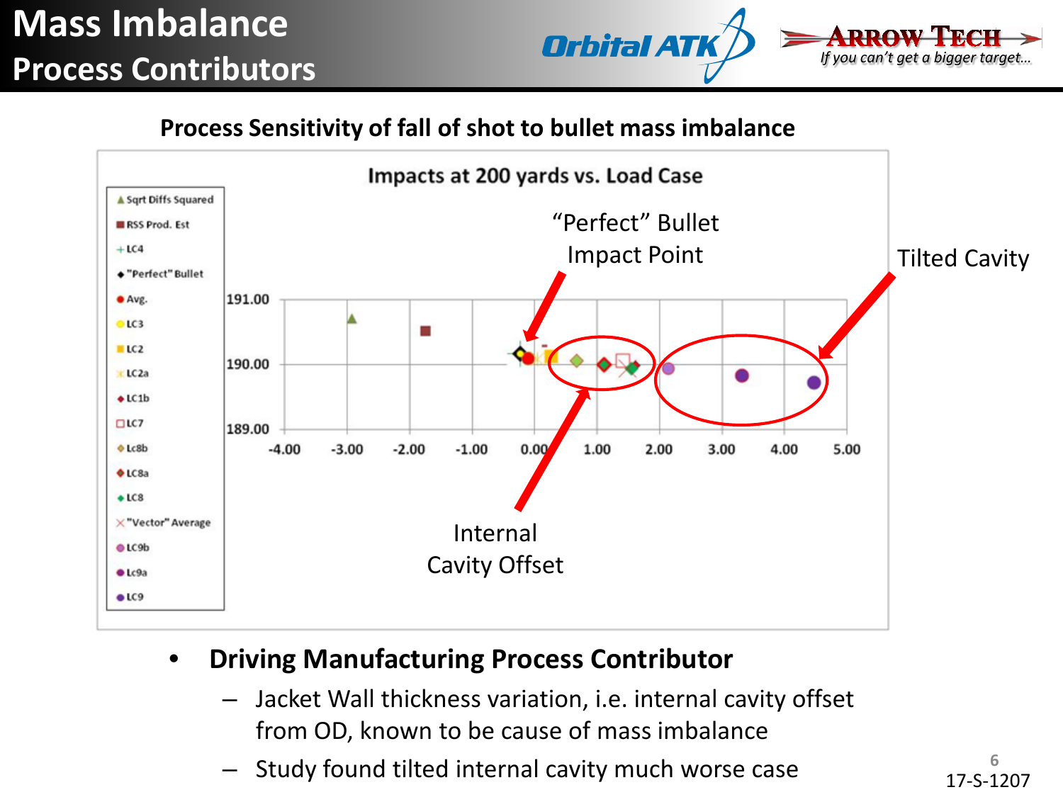# Mass Imbalance

## Process Contributors

**Process Sensitivity of fall of shot to bullet mass imbalance**

Impacts at 200 yards vs. Load Case

Legend: Sqrt Diffs Squared, RSS Prod. Est, LC4, "Perfect" Bullet, Avg., LC3, LC2, LC2a, LC1b, LC7, Lc8b, LC8a, LC8, "Vector" Average, LC9b, Lc9a, LC9

"Perfect" Bullet Impact Point

Tilted Cavity

Internal Cavity Offset

- **Driving Manufacturing Process Contributor**
  - Jacket Wall thickness variation, i.e. internal cavity offset from OD, known to be cause of mass imbalance
  - Study found tilted internal cavity much worse case

17-S-1207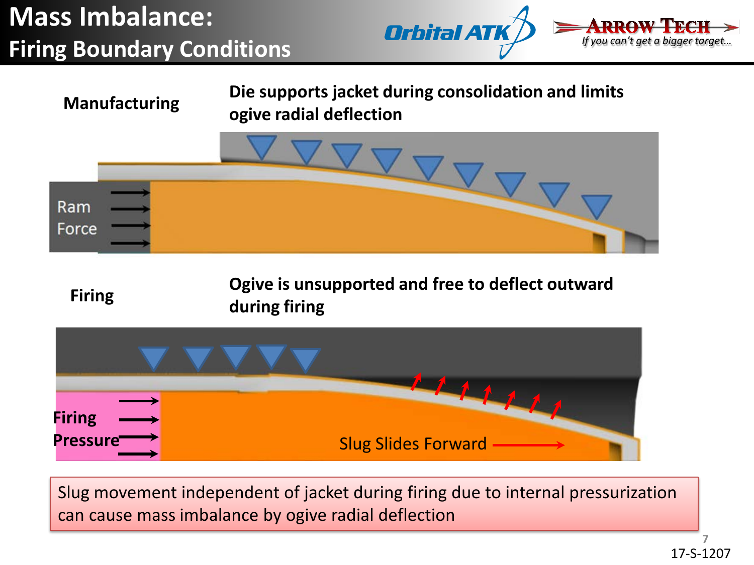# Mass Imbalance:
## Firing Boundary Conditions

**Manufacturing**

**Die supports jacket during consolidation and limits ogive radial deflection**

Ram Force

**Firing**

**Ogive is unsupported and free to deflect outward during firing**

**Firing Pressure**

Slug Slides Forward

Slug movement independent of jacket during firing due to internal pressurization can cause mass imbalance by ogive radial deflection

17-S-1207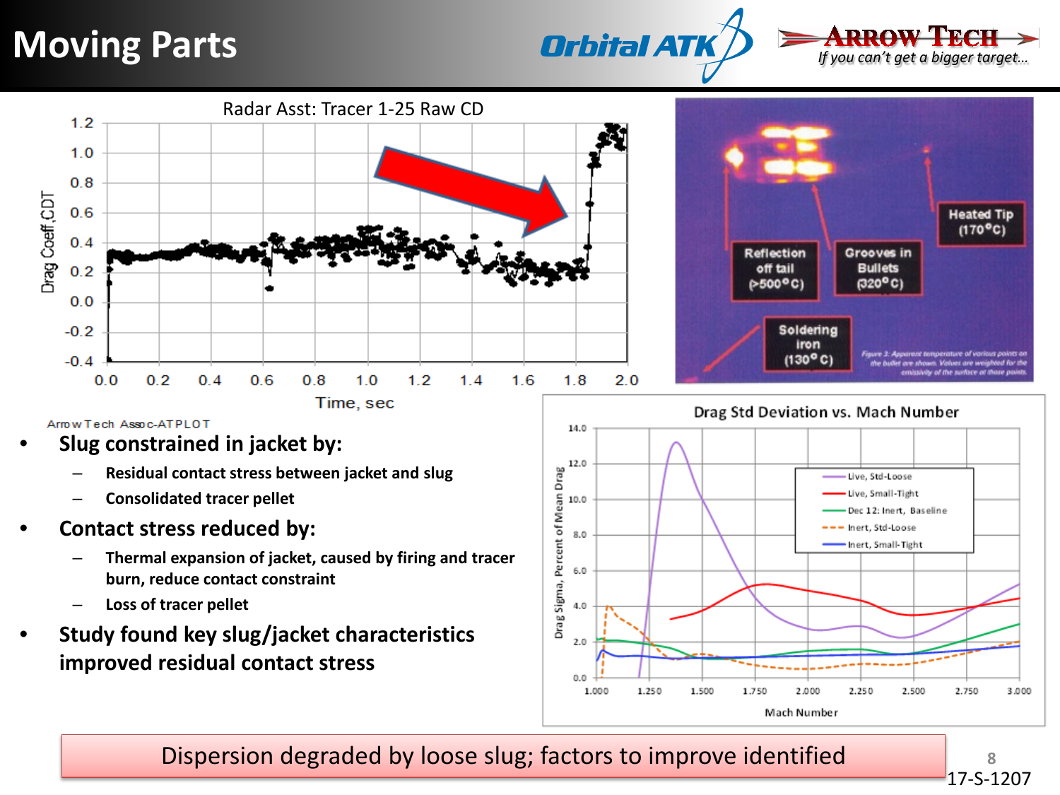# Moving Parts

- **Slug constrained in jacket by:**
  - **Residual contact stress between jacket and slug**
  - **Consolidated tracer pellet**
- **Contact stress reduced by:**
  - **Thermal expansion of jacket, caused by firing and tracer burn, reduce contact constraint**
  - **Loss of tracer pellet**
- **Study found key slug/jacket characteristics improved residual contact stress**

Dispersion degraded by loose slug; factors to improve identified

17-S-1207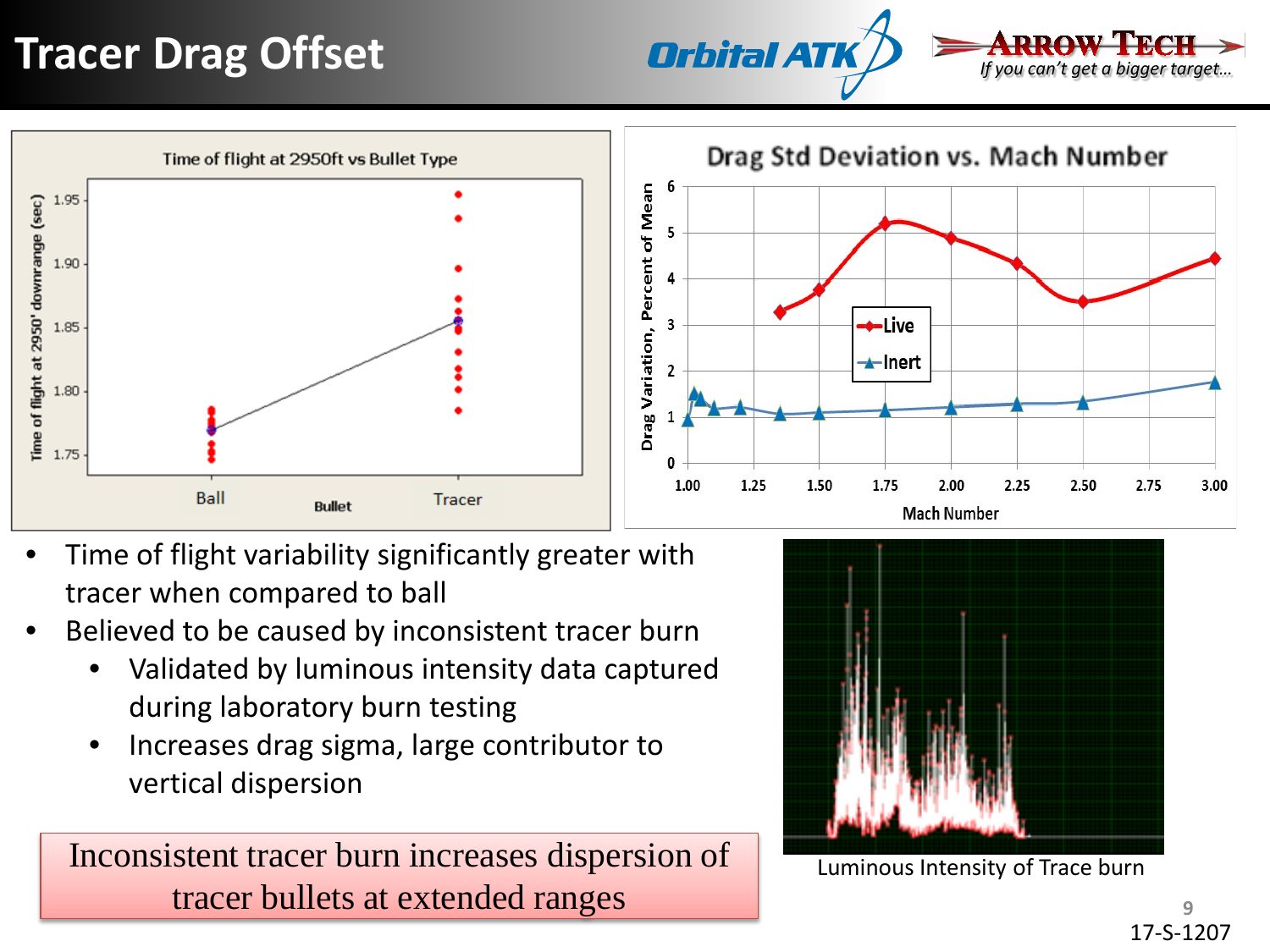# Tracer Drag Offset

- Time of flight variability significantly greater with tracer when compared to ball
- Believed to be caused by inconsistent tracer burn
  - Validated by luminous intensity data captured during laboratory burn testing
  - Increases drag sigma, large contributor to vertical dispersion

Inconsistent tracer burn increases dispersion of tracer bullets at extended ranges

Luminous Intensity of Trace burn

17-S-1207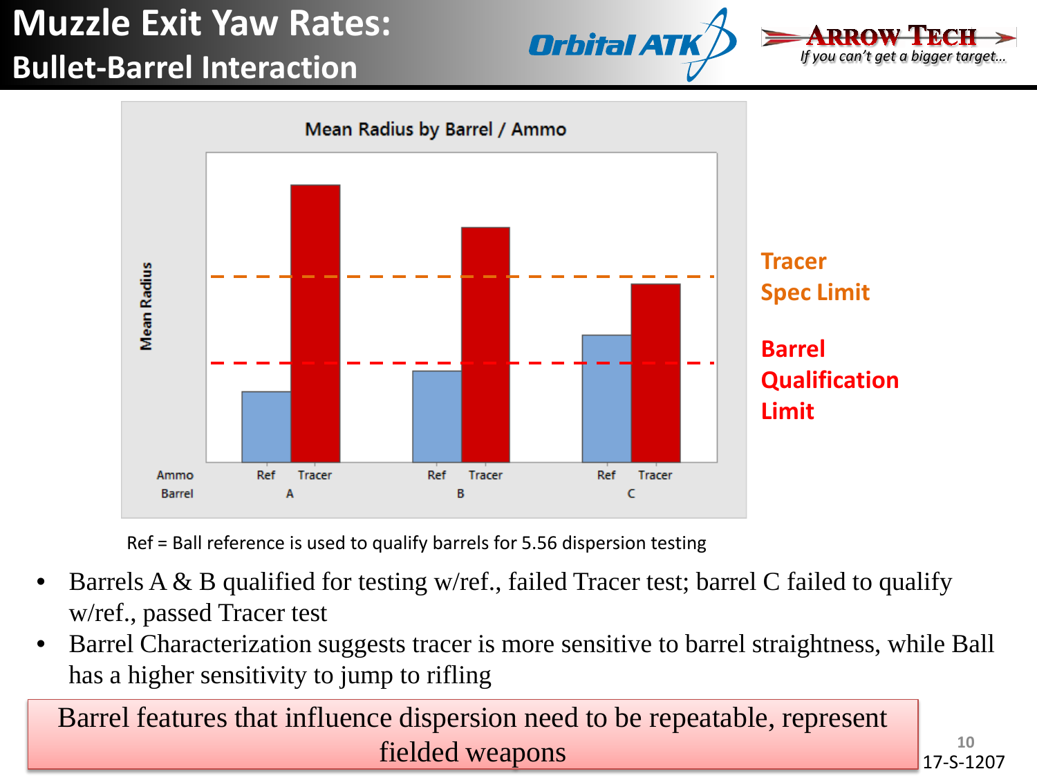# Muzzle Exit Yaw Rates:
## Bullet-Barrel Interaction

**Mean Radius by Barrel / Ammo**

Tracer Spec Limit

Barrel Qualification Limit

Ref = Ball reference is used to qualify barrels for 5.56 dispersion testing

- Barrels A & B qualified for testing w/ref., failed Tracer test; barrel C failed to qualify w/ref., passed Tracer test
- Barrel Characterization suggests tracer is more sensitive to barrel straightness, while Ball has a higher sensitivity to jump to rifling

Barrel features that influence dispersion need to be repeatable, represent fielded weapons

17-S-1207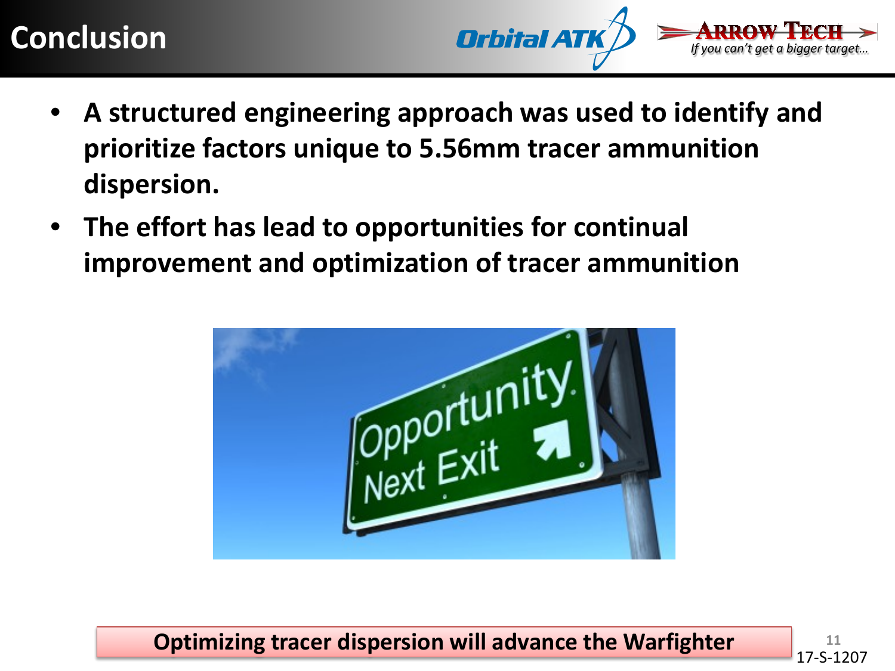# Conclusion

- **A structured engineering approach was used to identify and prioritize factors unique to 5.56mm tracer ammunition dispersion.**
- **The effort has lead to opportunities for continual improvement and optimization of tracer ammunition**

**Optimizing tracer dispersion will advance the Warfighter**

17-S-1207